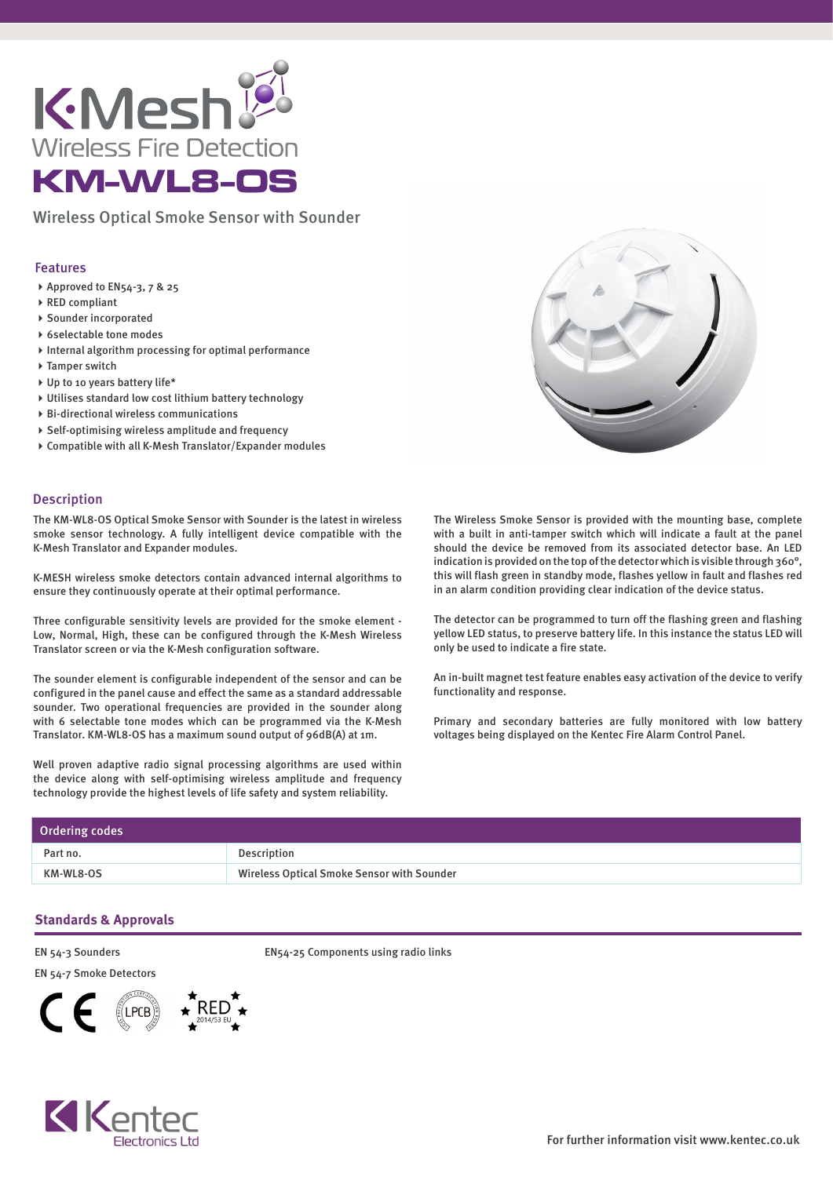# K·Mesh

Wireless Fire Detection

# KM-WL8-OS

## Wireless Optical Smoke Sensor with Sounder

### Features

- Approved to EN54-3, 7 & 25
- RED compliant
- Sounder incorporated
- 6selectable tone modes
- Internal algorithm processing for optimal performance
- Tamper switch
- Up to 10 years battery life*
- Utilises standard low cost lithium battery technology
- Bi-directional wireless communications
- Self-optimising wireless amplitude and frequency
- Compatible with all K-Mesh Translator/Expander modules

### Description

The KM-WL8-OS Optical Smoke Sensor with Sounder is the latest in wireless smoke sensor technology. A fully intelligent device compatible with the K-Mesh Translator and Expander modules.

K-MESH wireless smoke detectors contain advanced internal algorithms to ensure they continuously operate at their optimal performance.

Three configurable sensitivity levels are provided for the smoke element - Low, Normal, High, these can be configured through the K-Mesh Wireless Translator screen or via the K-Mesh configuration software.

The sounder element is configurable independent of the sensor and can be configured in the panel cause and effect the same as a standard addressable sounder. Two operational frequencies are provided in the sounder along with 6 selectable tone modes which can be programmed via the K-Mesh Translator. KM-WL8-OS has a maximum sound output of 96dB(A) at 1m.

Well proven adaptive radio signal processing algorithms are used within the device along with self-optimising wireless amplitude and frequency technology provide the highest levels of life safety and system reliability.

The Wireless Smoke Sensor is provided with the mounting base, complete with a built in anti-tamper switch which will indicate a fault at the panel should the device be removed from its associated detector base. An LED indication is provided on the top of the detector which is visible through 360°, this will flash green in standby mode, flashes yellow in fault and flashes red in an alarm condition providing clear indication of the device status.

The detector can be programmed to turn off the flashing green and flashing yellow LED status, to preserve battery life. In this instance the status LED will only be used to indicate a fire state.

An in-built magnet test feature enables easy activation of the device to verify functionality and response.

Primary and secondary batteries are fully monitored with low battery voltages being displayed on the Kentec Fire Alarm Control Panel.

### Ordering codes

| Part no. | Description |
|---|---|
| KM-WL8-OS | Wireless Optical Smoke Sensor with Sounder |

### Standards & Approvals

EN 54-3 Sounders

EN 54-7 Smoke Detectors

EN54-25 Components using radio links

CE LPCB RED 2014/53 EU

Kentec Electronics Ltd

For further information visit www.kentec.co.uk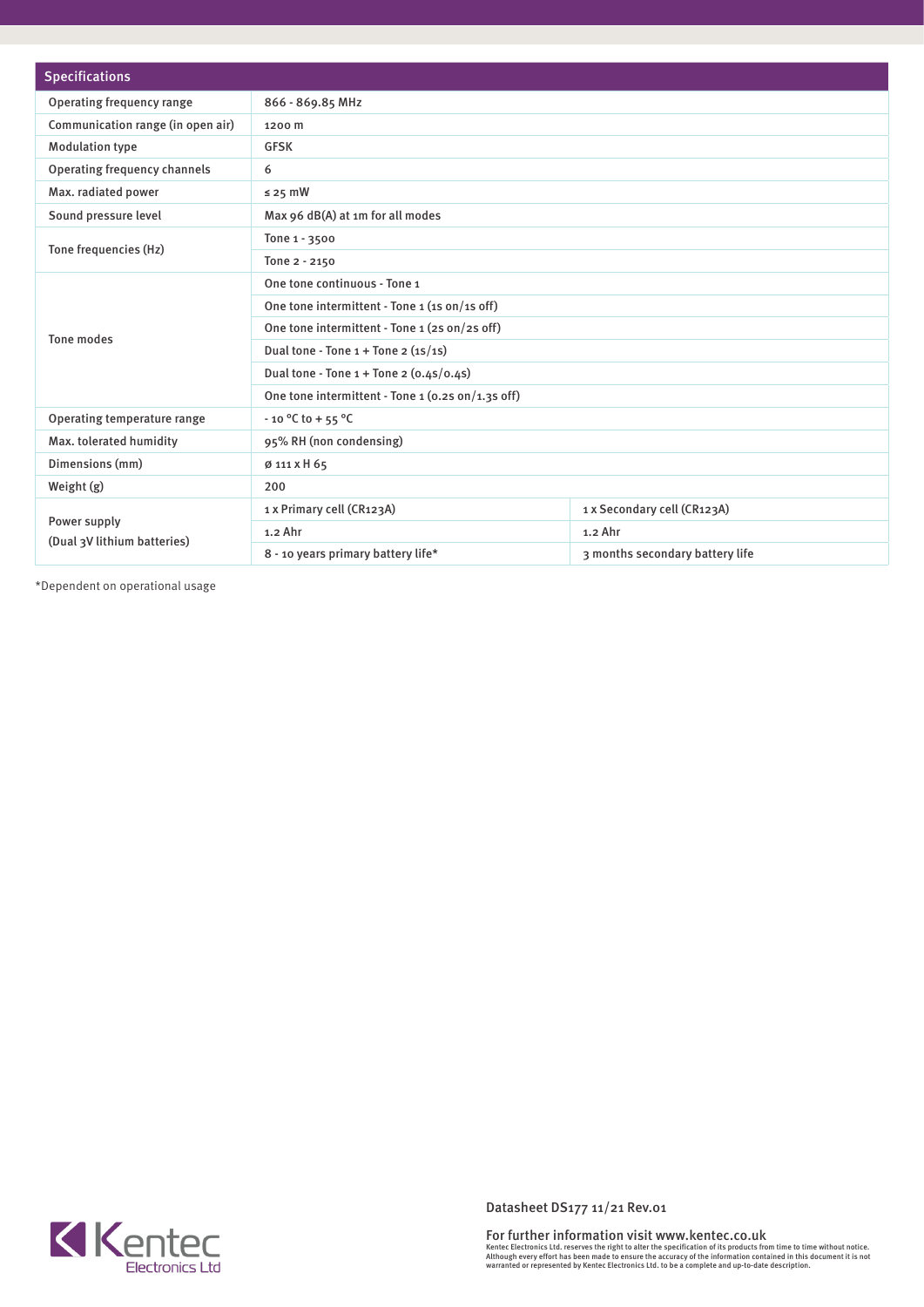## Specifications

| | | |
|---|---|---|
| Operating frequency range | 866 - 869.85 MHz | |
| Communication range (in open air) | 1200 m | |
| Modulation type | GFSK | |
| Operating frequency channels | 6 | |
| Max. radiated power | ≤ 25 mW | |
| Sound pressure level | Max 96 dB(A) at 1m for all modes | |
| Tone frequencies (Hz) | Tone 1 - 3500 | |
| | Tone 2 - 2150 | |
| Tone modes | One tone continuous - Tone 1 | |
| | One tone intermittent - Tone 1 (1s on/1s off) | |
| | One tone intermittent - Tone 1 (2s on/2s off) | |
| | Dual tone - Tone 1 + Tone 2 (1s/1s) | |
| | Dual tone - Tone 1 + Tone 2 (0.4s/0.4s) | |
| | One tone intermittent - Tone 1 (0.2s on/1.3s off) | |
| Operating temperature range | - 10 °C to + 55 °C | |
| Max. tolerated humidity | 95% RH (non condensing) | |
| Dimensions (mm) | ø 111 x H 65 | |
| Weight (g) | 200 | |
| Power supply (Dual 3V lithium batteries) | 1 x Primary cell (CR123A) | 1 x Secondary cell (CR123A) |
| | 1.2 Ahr | 1.2 Ahr |
| | 8 - 10 years primary battery life* | 3 months secondary battery life |

*Dependent on operational usage

Kentec Electronics Ltd

Datasheet DS177 11/21 Rev.01

For further information visit www.kentec.co.uk

Kentec Electronics Ltd. reserves the right to alter the specification of its products from time to time without notice. Although every effort has been made to ensure the accuracy of the information contained in this document it is not warranted or represented by Kentec Electronics Ltd. to be a complete and up-to-date description.